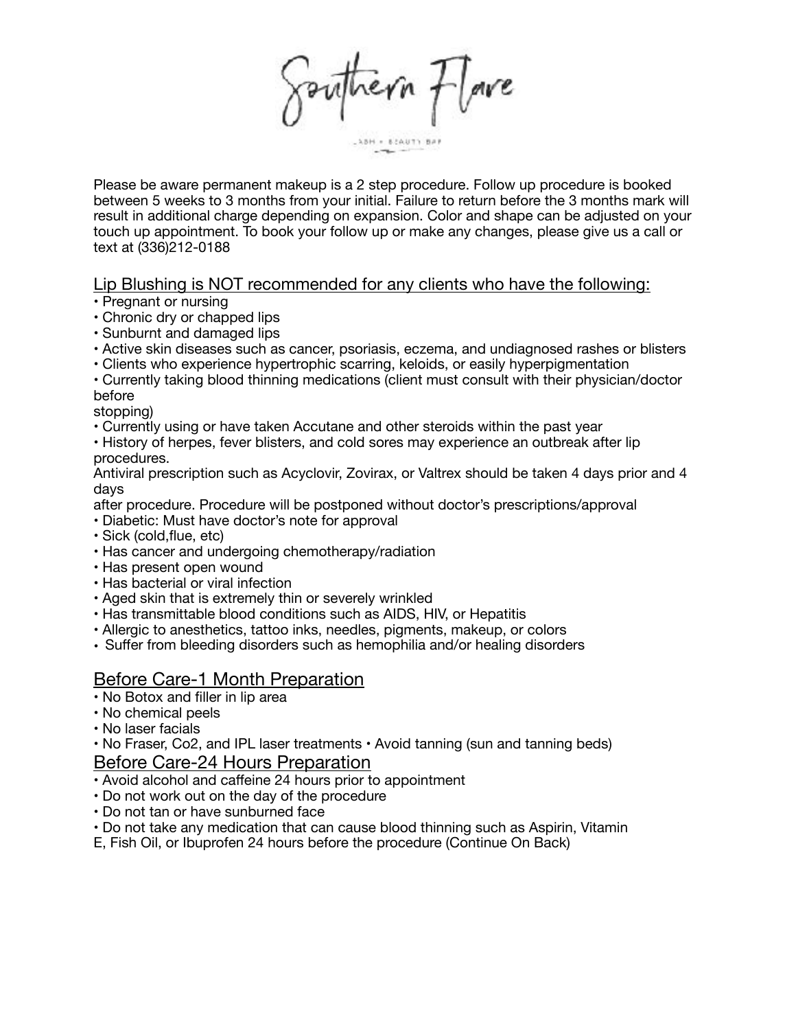# Southern Flare

LASH + BEAUTY BAR

Please be aware permanent makeup is a 2 step procedure. Follow up procedure is booked between 5 weeks to 3 months from your initial. Failure to return before the 3 months mark will result in additional charge depending on expansion. Color and shape can be adjusted on your touch up appointment. To book your follow up or make any changes, please give us a call or text at (336)212-0188

## Lip Blushing is NOT recommended for any clients who have the following:

- Pregnant or nursing
- Chronic dry or chapped lips
- Sunburnt and damaged lips
- Active skin diseases such as cancer, psoriasis, eczema, and undiagnosed rashes or blisters
- Clients who experience hypertrophic scarring, keloids, or easily hyperpigmentation
- Currently taking blood thinning medications (client must consult with their physician/doctor before stopping)
- Currently using or have taken Accutane and other steroids within the past year
- History of herpes, fever blisters, and cold sores may experience an outbreak after lip procedures.

Antiviral prescription such as Acyclovir, Zovirax, or Valtrex should be taken 4 days prior and 4 days after procedure. Procedure will be postponed without doctor's prescriptions/approval

- Diabetic: Must have doctor's note for approval
- Sick (cold,flue, etc)
- Has cancer and undergoing chemotherapy/radiation
- Has present open wound
- Has bacterial or viral infection
- Aged skin that is extremely thin or severely wrinkled
- Has transmittable blood conditions such as AIDS, HIV, or Hepatitis
- Allergic to anesthetics, tattoo inks, needles, pigments, makeup, or colors
- Suffer from bleeding disorders such as hemophilia and/or healing disorders

## Before Care-1 Month Preparation

- No Botox and filler in lip area
- No chemical peels
- No laser facials
- No Fraser, Co2, and IPL laser treatments
- Avoid tanning (sun and tanning beds)

## Before Care-24 Hours Preparation

- Avoid alcohol and caffeine 24 hours prior to appointment
- Do not work out on the day of the procedure
- Do not tan or have sunburned face
- Do not take any medication that can cause blood thinning such as Aspirin, Vitamin E, Fish Oil, or Ibuprofen 24 hours before the procedure (Continue On Back)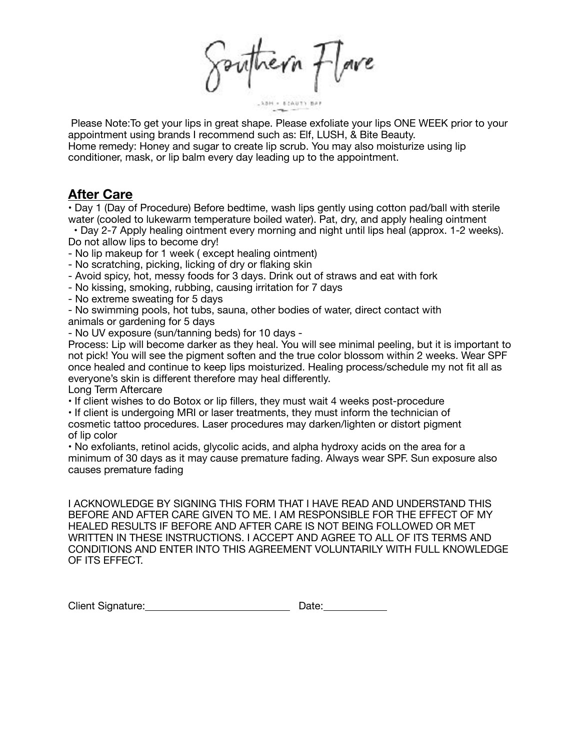Southern Flare

LASH + BEAUTY BAR

Please Note:To get your lips in great shape. Please exfoliate your lips ONE WEEK prior to your appointment using brands I recommend such as: Elf, LUSH, & Bite Beauty.
Home remedy: Honey and sugar to create lip scrub. You may also moisturize using lip conditioner, mask, or lip balm every day leading up to the appointment.

## After Care

- Day 1 (Day of Procedure) Before bedtime, wash lips gently using cotton pad/ball with sterile water (cooled to lukewarm temperature boiled water). Pat, dry, and apply healing ointment
- Day 2-7 Apply healing ointment every morning and night until lips heal (approx. 1-2 weeks). Do not allow lips to become dry!

- No lip makeup for 1 week ( except healing ointment)
- No scratching, picking, licking of dry or flaking skin
- Avoid spicy, hot, messy foods for 3 days. Drink out of straws and eat with fork
- No kissing, smoking, rubbing, causing irritation for 7 days
- No extreme sweating for 5 days
- No swimming pools, hot tubs, sauna, other bodies of water, direct contact with animals or gardening for 5 days
- No UV exposure (sun/tanning beds) for 10 days -

Process: Lip will become darker as they heal. You will see minimal peeling, but it is important to not pick! You will see the pigment soften and the true color blossom within 2 weeks. Wear SPF once healed and continue to keep lips moisturized. Healing process/schedule my not fit all as everyone's skin is different therefore may heal differently.

Long Term Aftercare

- If client wishes to do Botox or lip fillers, they must wait 4 weeks post-procedure
- If client is undergoing MRI or laser treatments, they must inform the technician of cosmetic tattoo procedures. Laser procedures may darken/lighten or distort pigment of lip color
- No exfoliants, retinol acids, glycolic acids, and alpha hydroxy acids on the area for a minimum of 30 days as it may cause premature fading. Always wear SPF. Sun exposure also causes premature fading

I ACKNOWLEDGE BY SIGNING THIS FORM THAT I HAVE READ AND UNDERSTAND THIS BEFORE AND AFTER CARE GIVEN TO ME. I AM RESPONSIBLE FOR THE EFFECT OF MY HEALED RESULTS IF BEFORE AND AFTER CARE IS NOT BEING FOLLOWED OR MET WRITTEN IN THESE INSTRUCTIONS. I ACCEPT AND AGREE TO ALL OF ITS TERMS AND CONDITIONS AND ENTER INTO THIS AGREEMENT VOLUNTARILY WITH FULL KNOWLEDGE OF ITS EFFECT.

Client Signature:___________________________ Date:___________